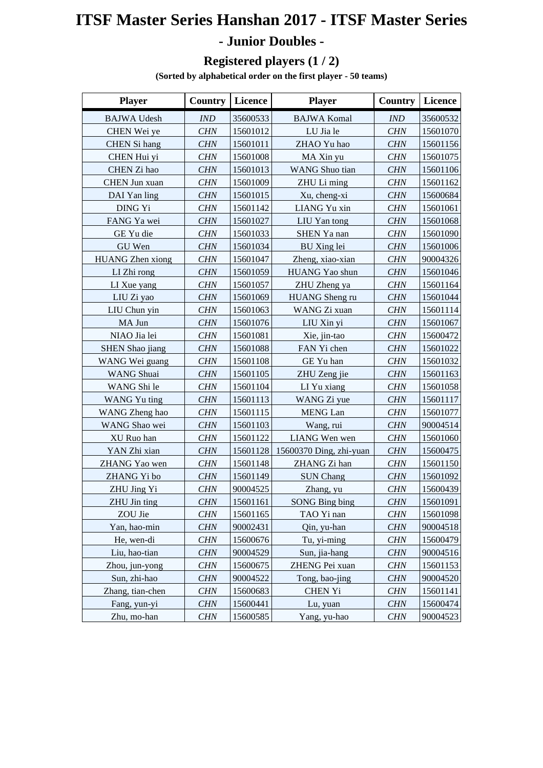# ITSF Master Series Hanshan 2017 - ITSF Master Series

## - Junior Doubles -

### Registered players (1 / 2)

**(Sorted by alphabetical order on the first player - 50 teams)**

| Player | Country | Licence | Player | Country | Licence |
|---|---|---|---|---|---|
| BAJWA Udesh | *IND* | 35600533 | BAJWA Komal | *IND* | 35600532 |
| CHEN Wei ye | *CHN* | 15601012 | LU Jia le | *CHN* | 15601070 |
| CHEN Si hang | *CHN* | 15601011 | ZHAO Yu hao | *CHN* | 15601156 |
| CHEN Hui yi | *CHN* | 15601008 | MA Xin yu | *CHN* | 15601075 |
| CHEN Zi hao | *CHN* | 15601013 | WANG Shuo tian | *CHN* | 15601106 |
| CHEN Jun xuan | *CHN* | 15601009 | ZHU Li ming | *CHN* | 15601162 |
| DAI Yan ling | *CHN* | 15601015 | Xu, cheng-xi | *CHN* | 15600684 |
| DING Yi | *CHN* | 15601142 | LIANG Yu xin | *CHN* | 15601061 |
| FANG Ya wei | *CHN* | 15601027 | LIU Yan tong | *CHN* | 15601068 |
| GE Yu die | *CHN* | 15601033 | SHEN Ya nan | *CHN* | 15601090 |
| GU Wen | *CHN* | 15601034 | BU Xing lei | *CHN* | 15601006 |
| HUANG Zhen xiong | *CHN* | 15601047 | Zheng, xiao-xian | *CHN* | 90004326 |
| LI Zhi rong | *CHN* | 15601059 | HUANG Yao shun | *CHN* | 15601046 |
| LI Xue yang | *CHN* | 15601057 | ZHU Zheng ya | *CHN* | 15601164 |
| LIU Zi yao | *CHN* | 15601069 | HUANG Sheng ru | *CHN* | 15601044 |
| LIU Chun yin | *CHN* | 15601063 | WANG Zi xuan | *CHN* | 15601114 |
| MA Jun | *CHN* | 15601076 | LIU Xin yi | *CHN* | 15601067 |
| NIAO Jia lei | *CHN* | 15601081 | Xie, jin-tao | *CHN* | 15600472 |
| SHEN Shao jiang | *CHN* | 15601088 | FAN Yi chen | *CHN* | 15601022 |
| WANG Wei guang | *CHN* | 15601108 | GE Yu han | *CHN* | 15601032 |
| WANG Shuai | *CHN* | 15601105 | ZHU Zeng jie | *CHN* | 15601163 |
| WANG Shi le | *CHN* | 15601104 | LI Yu xiang | *CHN* | 15601058 |
| WANG Yu ting | *CHN* | 15601113 | WANG Zi yue | *CHN* | 15601117 |
| WANG Zheng hao | *CHN* | 15601115 | MENG Lan | *CHN* | 15601077 |
| WANG Shao wei | *CHN* | 15601103 | Wang, rui | *CHN* | 90004514 |
| XU Ruo han | *CHN* | 15601122 | LIANG Wen wen | *CHN* | 15601060 |
| YAN Zhi xian | *CHN* | 15601128 | 15600370 Ding, zhi-yuan | *CHN* | 15600475 |
| ZHANG Yao wen | *CHN* | 15601148 | ZHANG Zi han | *CHN* | 15601150 |
| ZHANG Yi bo | *CHN* | 15601149 | SUN Chang | *CHN* | 15601092 |
| ZHU Jing Yi | *CHN* | 90004525 | Zhang, yu | *CHN* | 15600439 |
| ZHU Jin ting | *CHN* | 15601161 | SONG Bing bing | *CHN* | 15601091 |
| ZOU Jie | *CHN* | 15601165 | TAO Yi nan | *CHN* | 15601098 |
| Yan, hao-min | *CHN* | 90002431 | Qin, yu-han | *CHN* | 90004518 |
| He, wen-di | *CHN* | 15600676 | Tu, yi-ming | *CHN* | 15600479 |
| Liu, hao-tian | *CHN* | 90004529 | Sun, jia-hang | *CHN* | 90004516 |
| Zhou, jun-yong | *CHN* | 15600675 | ZHENG Pei xuan | *CHN* | 15601153 |
| Sun, zhi-hao | *CHN* | 90004522 | Tong, bao-jing | *CHN* | 90004520 |
| Zhang, tian-chen | *CHN* | 15600683 | CHEN Yi | *CHN* | 15601141 |
| Fang, yun-yi | *CHN* | 15600441 | Lu, yuan | *CHN* | 15600474 |
| Zhu, mo-han | *CHN* | 15600585 | Yang, yu-hao | *CHN* | 90004523 |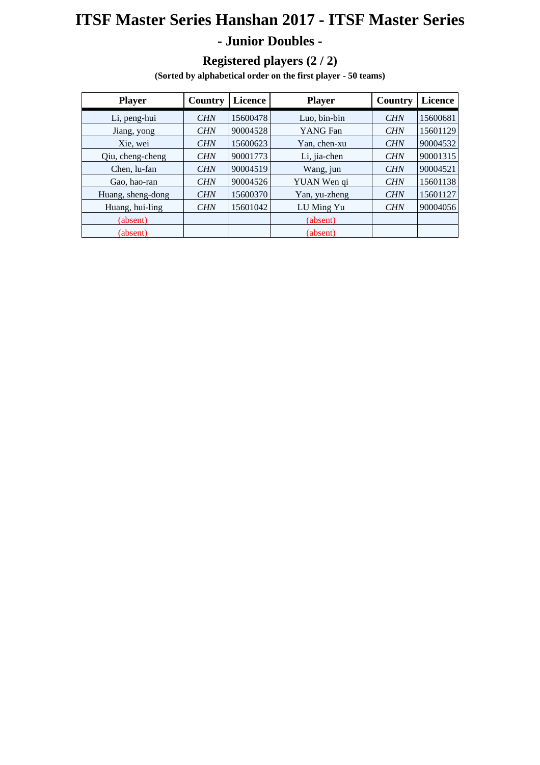# ITSF Master Series Hanshan 2017 - ITSF Master Series

## - Junior Doubles -

### Registered players (2 / 2)

**(Sorted by alphabetical order on the first player - 50 teams)**

| Player | Country | Licence | Player | Country | Licence |
|---|---|---|---|---|---|
| Li, peng-hui | *CHN* | 15600478 | Luo, bin-bin | *CHN* | 15600681 |
| Jiang, yong | *CHN* | 90004528 | YANG Fan | *CHN* | 15601129 |
| Xie, wei | *CHN* | 15600623 | Yan, chen-xu | *CHN* | 90004532 |
| Qiu, cheng-cheng | *CHN* | 90001773 | Li, jia-chen | *CHN* | 90001315 |
| Chen, lu-fan | *CHN* | 90004519 | Wang, jun | *CHN* | 90004521 |
| Gao, hao-ran | *CHN* | 90004526 | YUAN Wen qi | *CHN* | 15601138 |
| Huang, sheng-dong | *CHN* | 15600370 | Yan, yu-zheng | *CHN* | 15601127 |
| Huang, hui-ling | *CHN* | 15601042 | LU Ming Yu | *CHN* | 90004056 |
| (absent) | | | (absent) | | |
| (absent) | | | (absent) | | |